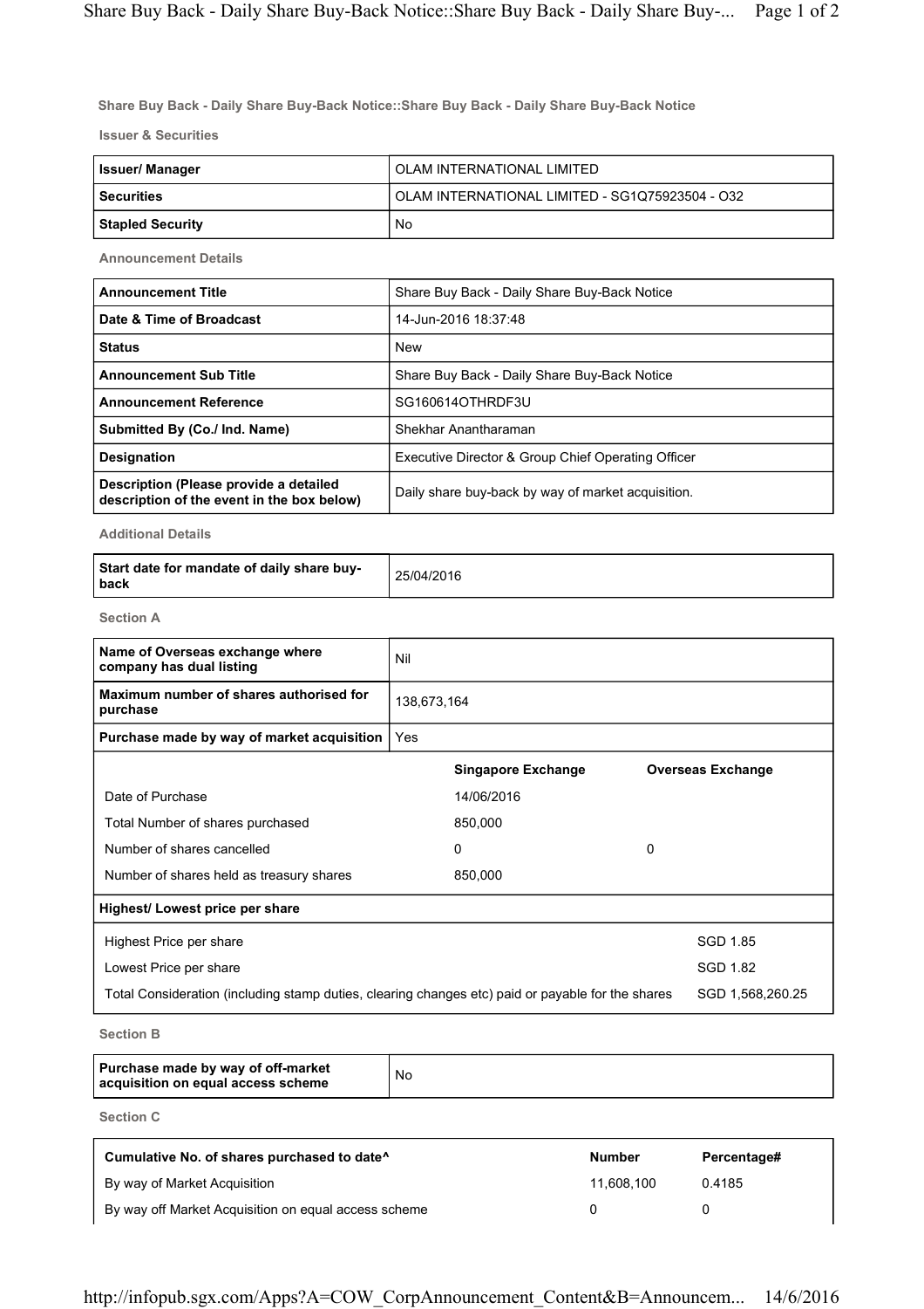## Share Buy Back - Daily Share Buy-Back Notice::Share Buy Back - Daily Share Buy-Back Notice

### Issuer & Securities

| Issuer/ Manager | OLAM INTERNATIONAL LIMITED |
|---|---|
| Securities | OLAM INTERNATIONAL LIMITED - SG1Q75923504 - O32 |
| Stapled Security | No |

### Announcement Details

| Announcement Title | Share Buy Back - Daily Share Buy-Back Notice |
|---|---|
| Date & Time of Broadcast | 14-Jun-2016 18:37:48 |
| Status | New |
| Announcement Sub Title | Share Buy Back - Daily Share Buy-Back Notice |
| Announcement Reference | SG160614OTHRDF3U |
| Submitted By (Co./ Ind. Name) | Shekhar Anantharaman |
| Designation | Executive Director & Group Chief Operating Officer |
| Description (Please provide a detailed description of the event in the box below) | Daily share buy-back by way of market acquisition. |

### Additional Details

| Start date for mandate of daily share buy-back | 25/04/2016 |
|---|---|

### Section A

| Name of Overseas exchange where company has dual listing | Nil |
|---|---|
| Maximum number of shares authorised for purchase | 138,673,164 |
| Purchase made by way of market acquisition | Yes |

| | Singapore Exchange | Overseas Exchange |
|---|---|---|
| Date of Purchase | 14/06/2016 | |
| Total Number of shares purchased | 850,000 | |
| Number of shares cancelled | 0 | 0 |
| Number of shares held as treasury shares | 850,000 | |

| Highest/ Lowest price per share | |
|---|---|
| Highest Price per share | SGD 1.85 |
| Lowest Price per share | SGD 1.82 |
| Total Consideration (including stamp duties, clearing changes etc) paid or payable for the shares | SGD 1,568,260.25 |

### Section B

| Purchase made by way of off-market acquisition on equal access scheme | No |
|---|---|

### Section C

| Cumulative No. of shares purchased to date^ | Number | Percentage# |
|---|---|---|
| By way of Market Acquisition | 11,608,100 | 0.4185 |
| By way off Market Acquisition on equal access scheme | 0 | 0 |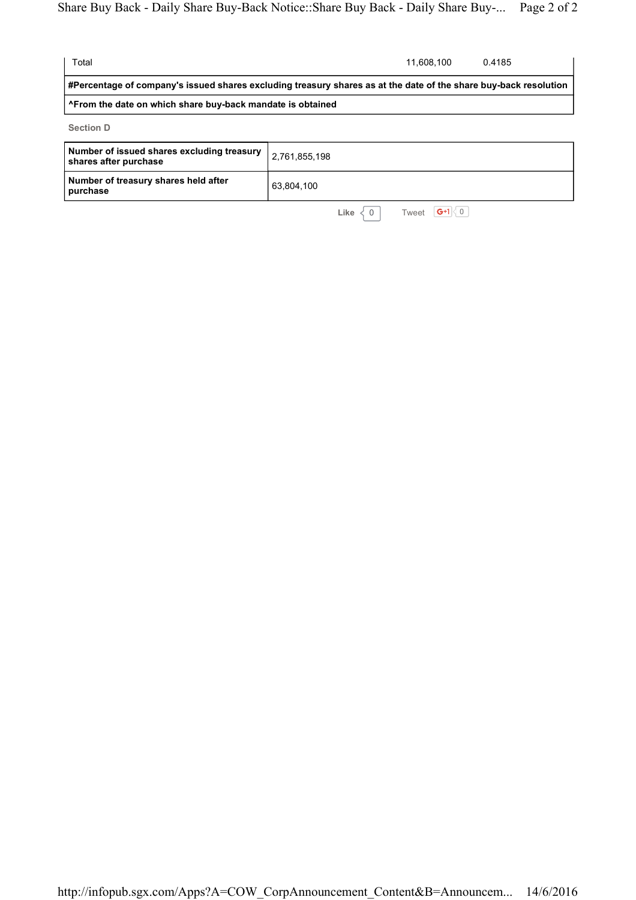| | | | |
|---|---|---|---|
| Total | | 11,608,100 | 0.4185 |
| #Percentage of company's issued shares excluding treasury shares as at the date of the share buy-back resolution | | | |
| ^From the date on which share buy-back mandate is obtained | | | |

Section D

| | |
|---|---|
| **Number of issued shares excluding treasury shares after purchase** | 2,761,855,198 |
| **Number of treasury shares held after purchase** | 63,804,100 |